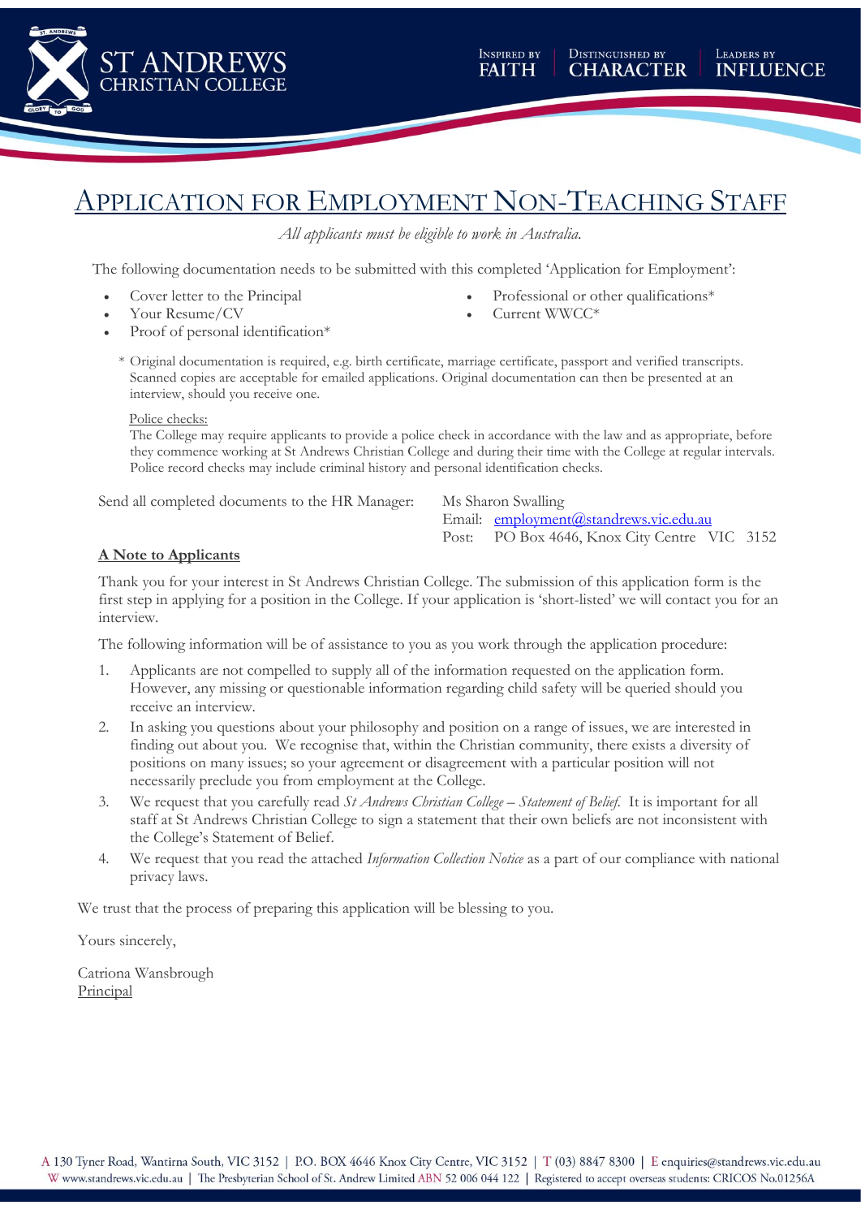# APPLICATION FOR EMPLOYMENT NON-TEACHING STAFF

*All applicants must be eligible to work in Australia.*

The following documentation needs to be submitted with this completed 'Application for Employment':

- Cover letter to the Principal
- Your Resume/CV
- Proof of personal identification*
- Professional or other qualifications*
- Current WWCC*

\* Original documentation is required, e.g. birth certificate, marriage certificate, passport and verified transcripts. Scanned copies are acceptable for emailed applications. Original documentation can then be presented at an interview, should you receive one.

Police checks:
The College may require applicants to provide a police check in accordance with the law and as appropriate, before they commence working at St Andrews Christian College and during their time with the College at regular intervals. Police record checks may include criminal history and personal identification checks.

Send all completed documents to the HR Manager: Ms Sharon Swalling
Email: employment@standrews.vic.edu.au
Post: PO Box 4646, Knox City Centre VIC 3152

**A Note to Applicants**

Thank you for your interest in St Andrews Christian College. The submission of this application form is the first step in applying for a position in the College. If your application is 'short-listed' we will contact you for an interview.

The following information will be of assistance to you as you work through the application procedure:

1. Applicants are not compelled to supply all of the information requested on the application form. However, any missing or questionable information regarding child safety will be queried should you receive an interview.
2. In asking you questions about your philosophy and position on a range of issues, we are interested in finding out about you. We recognise that, within the Christian community, there exists a diversity of positions on many issues; so your agreement or disagreement with a particular position will not necessarily preclude you from employment at the College.
3. We request that you carefully read *St Andrews Christian College – Statement of Belief.* It is important for all staff at St Andrews Christian College to sign a statement that their own beliefs are not inconsistent with the College's Statement of Belief.
4. We request that you read the attached *Information Collection Notice* as a part of our compliance with national privacy laws.

We trust that the process of preparing this application will be blessing to you.

Yours sincerely,

Catriona Wansbrough
Principal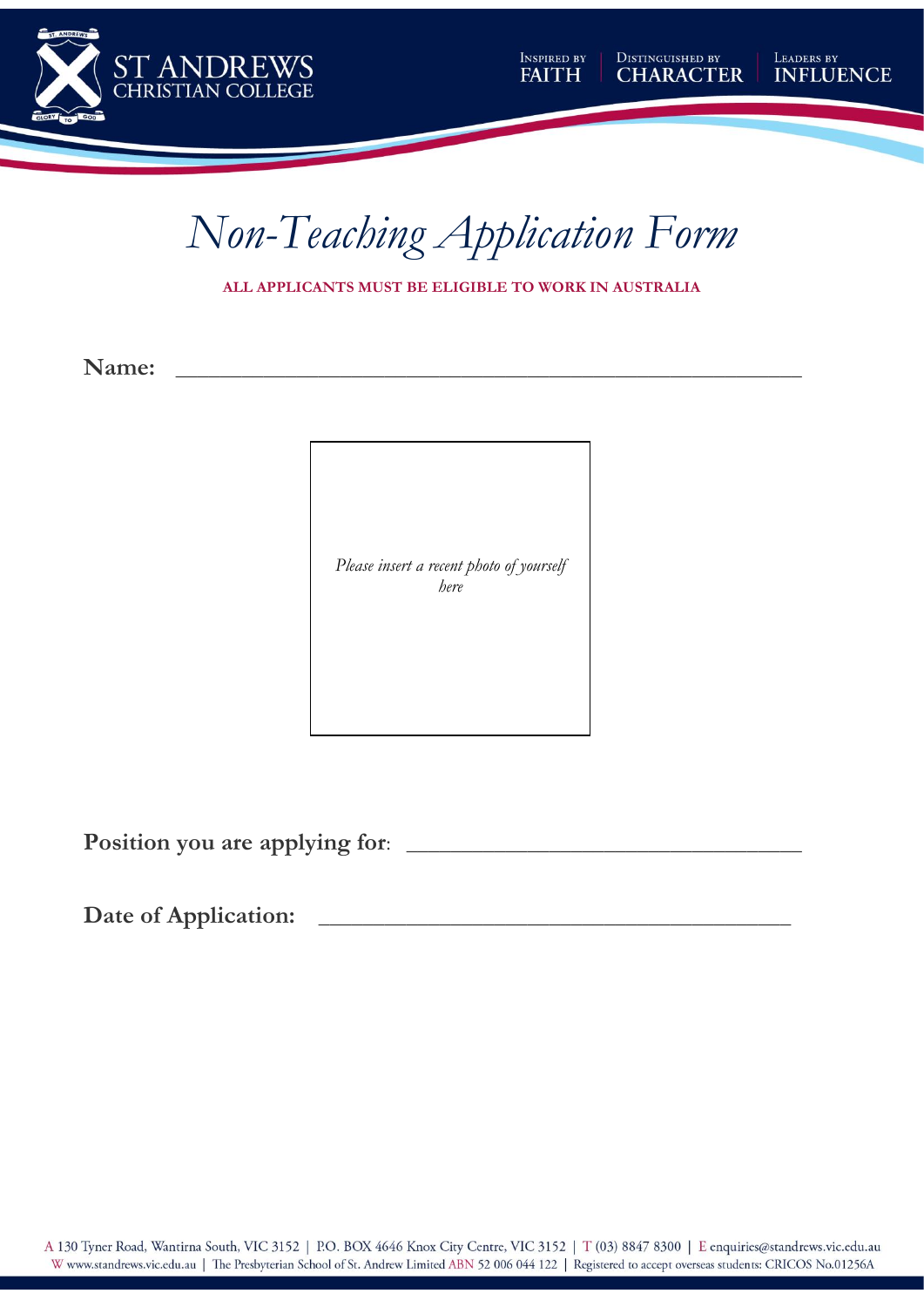# *Non-Teaching Application Form*

**ALL APPLICANTS MUST BE ELIGIBLE TO WORK IN AUSTRALIA**

**Name:** ______________________________________________

*Please insert a recent photo of yourself here*

**Position you are applying for**: ______________________________

**Date of Application:** _____________________________________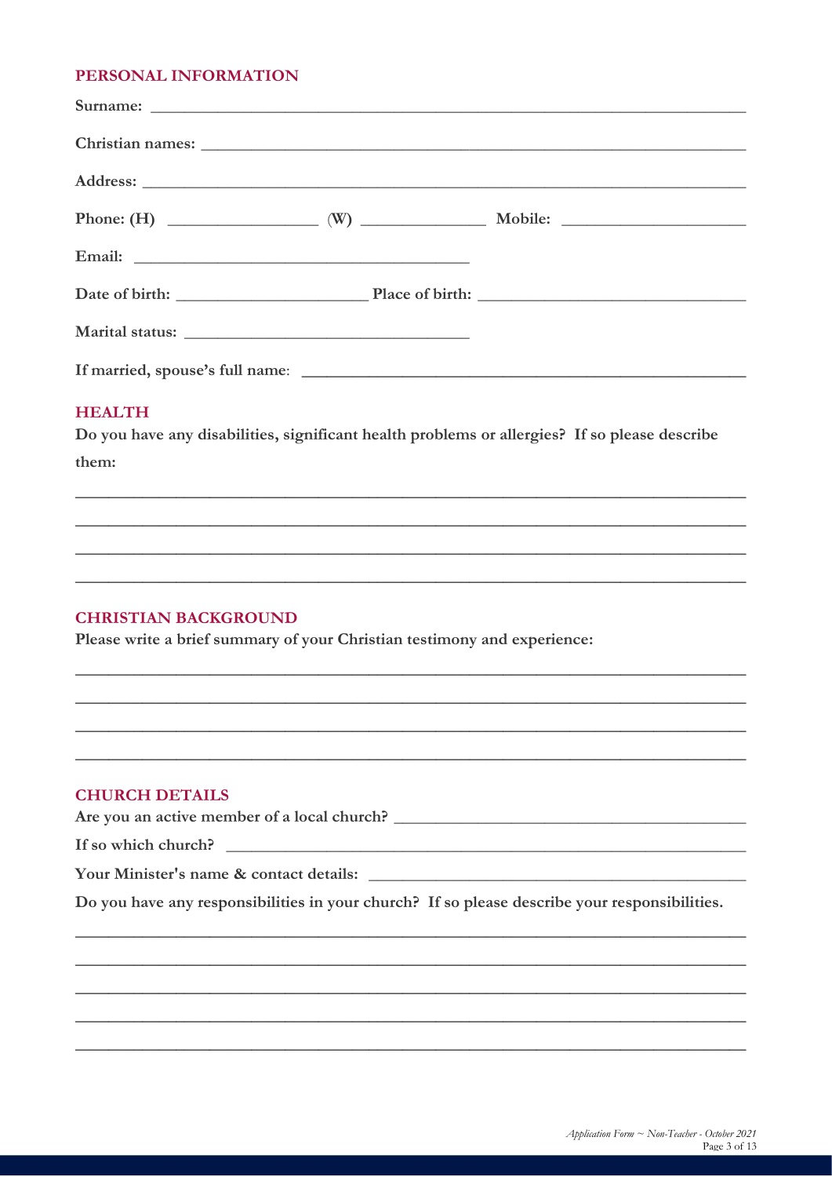## PERSONAL INFORMATION

**Surname:** ______________________________________________________________________

**Christian names:** ________________________________________________________________

**Address:** ______________________________________________________________________

**Phone: (H)** _________________ **(W)** ______________ **Mobile:** ____________________

**Email:** _____________________________________

**Date of birth:** ______________________ **Place of birth:** _____________________________

**Marital status:** ______________________________

**If married, spouse's full name**: ____________________________________________________

## HEALTH

**Do you have any disabilities, significant health problems or allergies? If so please describe them:**

___________________________________________________________________________

___________________________________________________________________________

___________________________________________________________________________

___________________________________________________________________________

## CHRISTIAN BACKGROUND

**Please write a brief summary of your Christian testimony and experience:**

___________________________________________________________________________

___________________________________________________________________________

___________________________________________________________________________

___________________________________________________________________________

## CHURCH DETAILS

**Are you an active member of a local church?** _______________________________________

**If so which church?** ______________________________________________________________

**Your Minister's name & contact details:** ___________________________________________

**Do you have any responsibilities in your church? If so please describe your responsibilities.**

___________________________________________________________________________

___________________________________________________________________________

___________________________________________________________________________

___________________________________________________________________________

___________________________________________________________________________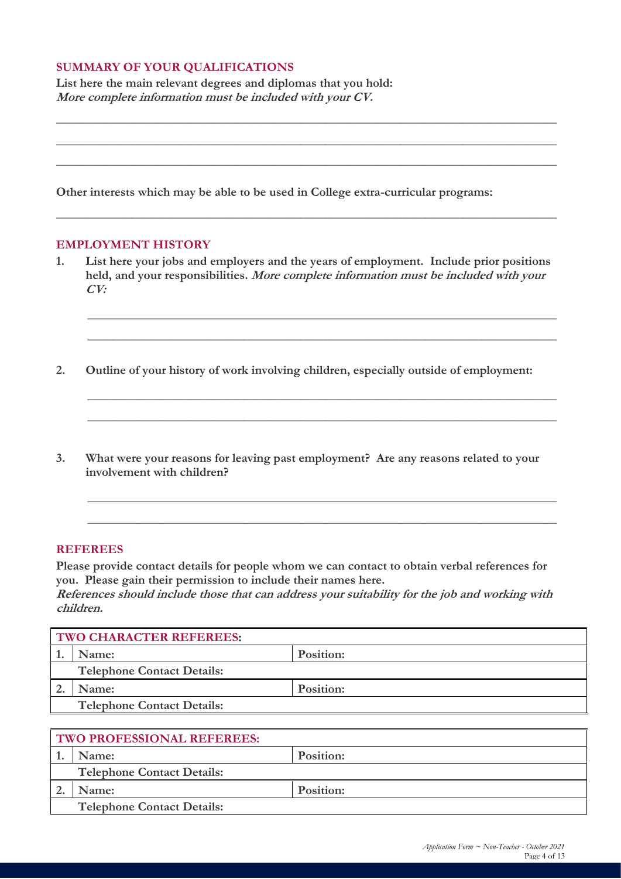## SUMMARY OF YOUR QUALIFICATIONS

**List here the main relevant degrees and diplomas that you hold:**
***More complete information must be included with your CV.***

______________________________________________________________________________

______________________________________________________________________________

______________________________________________________________________________

**Other interests which may be able to be used in College extra-curricular programs:**

______________________________________________________________________________

## EMPLOYMENT HISTORY

1. **List here your jobs and employers and the years of employment. Include prior positions held, and your responsibilities.** ***More complete information must be included with your CV:***

   ______________________________________________________________________________

   ______________________________________________________________________________

2. **Outline of your history of work involving children, especially outside of employment:**

   ______________________________________________________________________________

   ______________________________________________________________________________

3. **What were your reasons for leaving past employment? Are any reasons related to your involvement with children?**

   ______________________________________________________________________________

   ______________________________________________________________________________

## REFEREES

**Please provide contact details for people whom we can contact to obtain verbal references for you. Please gain their permission to include their names here.**
***References should include those that can address your suitability for the job and working with children.***

| **TWO CHARACTER REFEREES:** | | |
|---|---|---|
| 1. | **Name:** | **Position:** |
| | **Telephone Contact Details:** | |
| 2. | **Name:** | **Position:** |
| | **Telephone Contact Details:** | |

| **TWO PROFESSIONAL REFEREES:** | | |
|---|---|---|
| 1. | **Name:** | **Position:** |
| | **Telephone Contact Details:** | |
| 2. | **Name:** | **Position:** |
| | **Telephone Contact Details:** | |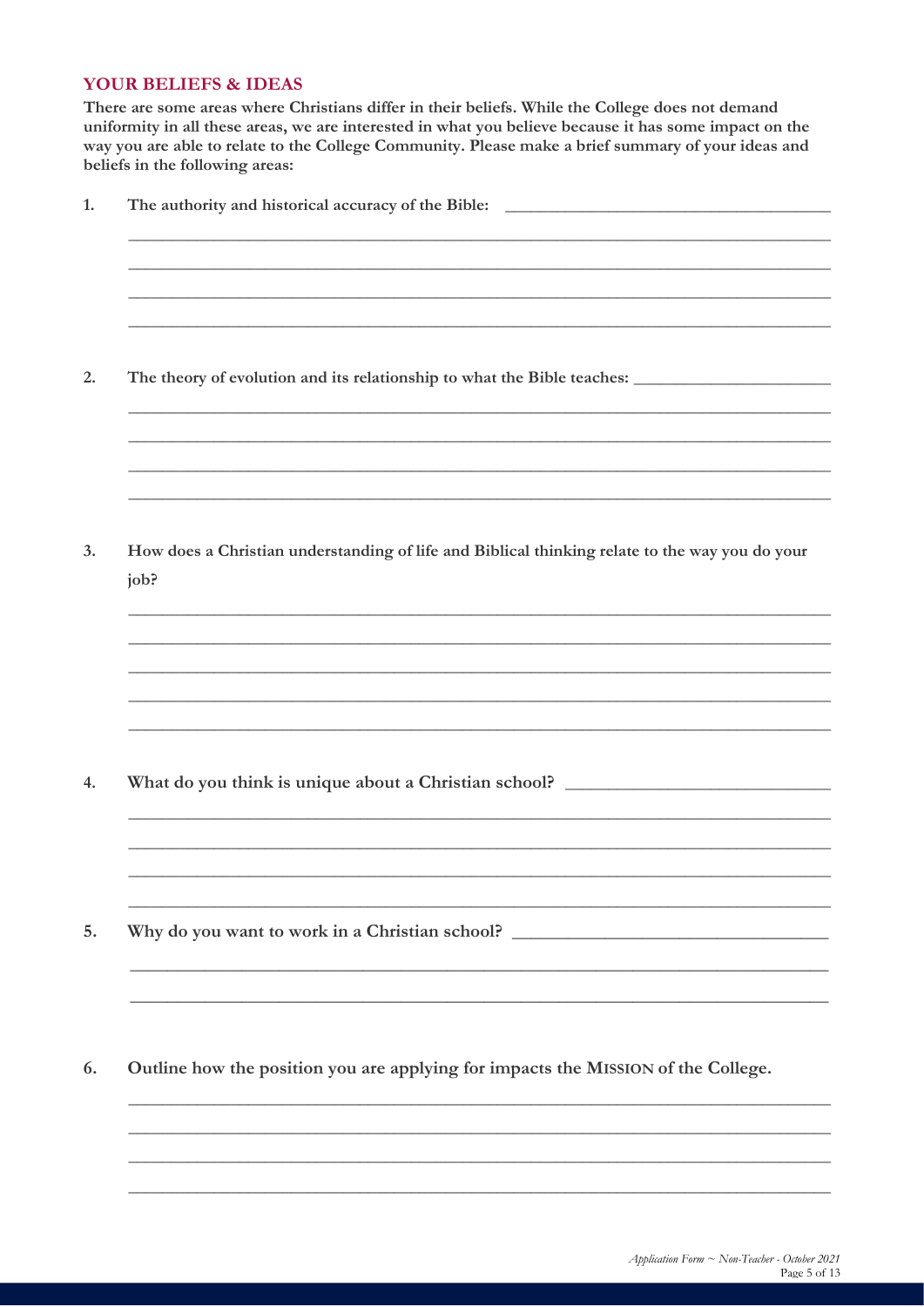## YOUR BELIEFS & IDEAS

**There are some areas where Christians differ in their beliefs. While the College does not demand uniformity in all these areas, we are interested in what you believe because it has some impact on the way you are able to relate to the College Community. Please make a brief summary of your ideas and beliefs in the following areas:**

1. **The authority and historical accuracy of the Bible:** ____________________________________

   ______________________________________________________________________________

   ______________________________________________________________________________

   ______________________________________________________________________________

   ______________________________________________________________________________

2. **The theory of evolution and its relationship to what the Bible teaches:** ______________________

   ______________________________________________________________________________

   ______________________________________________________________________________

   ______________________________________________________________________________

   ______________________________________________________________________________

3. **How does a Christian understanding of life and Biblical thinking relate to the way you do your job?**

   ______________________________________________________________________________

   ______________________________________________________________________________

   ______________________________________________________________________________

   ______________________________________________________________________________

   ______________________________________________________________________________

4. **What do you think is unique about a Christian school?** ____________________________

   ______________________________________________________________________________

   ______________________________________________________________________________

   ______________________________________________________________________________

   ______________________________________________________________________________

5. **Why do you want to work in a Christian school?** __________________________________

   ______________________________________________________________________________

   ______________________________________________________________________________

6. **Outline how the position you are applying for impacts the MISSION of the College.**

   ______________________________________________________________________________

   ______________________________________________________________________________

   ______________________________________________________________________________

   ______________________________________________________________________________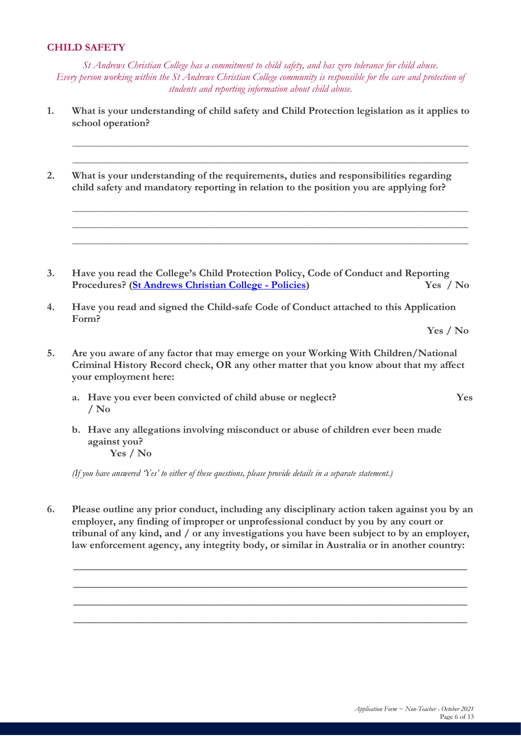## CHILD SAFETY

*St Andrews Christian College has a commitment to child safety, and has zero tolerance for child abuse. Every person working within the St Andrews Christian College community is responsible for the care and protection of students and reporting information about child abuse.*

1. **What is your understanding of child safety and Child Protection legislation as it applies to school operation?**

   ______________________________________________________________________________

   ______________________________________________________________________________

2. **What is your understanding of the requirements, duties and responsibilities regarding child safety and mandatory reporting in relation to the position you are applying for?**

   ______________________________________________________________________________

   ______________________________________________________________________________

   ______________________________________________________________________________

3. **Have you read the College's Child Protection Policy, Code of Conduct and Reporting Procedures? ([St Andrews Christian College - Policies]) Yes / No**

4. **Have you read and signed the Child-safe Code of Conduct attached to this Application Form?**

   **Yes / No**

5. **Are you aware of any factor that may emerge on your Working With Children/National Criminal History Record check, OR any other matter that you know about that my affect your employment here:**

   a. **Have you ever been convicted of child abuse or neglect? Yes / No**

   b. **Have any allegations involving misconduct or abuse of children ever been made against you? Yes / No**

   *(If you have answered 'Yes' to either of these questions, please provide details in a separate statement.)*

6. **Please outline any prior conduct, including any disciplinary action taken against you by an employer, any finding of improper or unprofessional conduct by you by any court or tribunal of any kind, and / or any investigations you have been subject to by an employer, law enforcement agency, any integrity body, or similar in Australia or in another country:**

   ______________________________________________________________________________

   ______________________________________________________________________________

   ______________________________________________________________________________

   ______________________________________________________________________________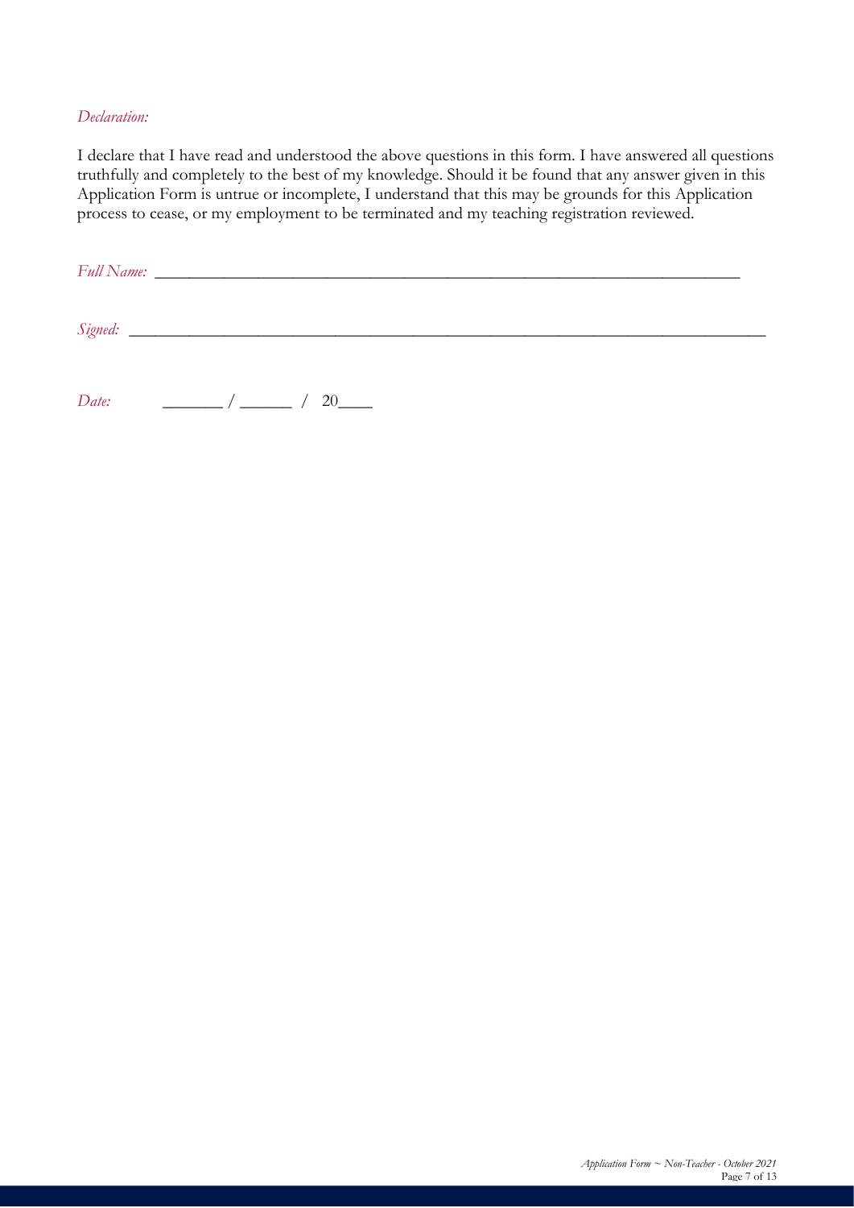*Declaration:*

I declare that I have read and understood the above questions in this form. I have answered all questions truthfully and completely to the best of my knowledge. Should it be found that any answer given in this Application Form is untrue or incomplete, I understand that this may be grounds for this Application process to cease, or my employment to be terminated and my teaching registration reviewed.

*Full Name:* ______________________________________________________________________

*Signed:* __________________________________________________________________________

*Date:* _______ / ______ / 20____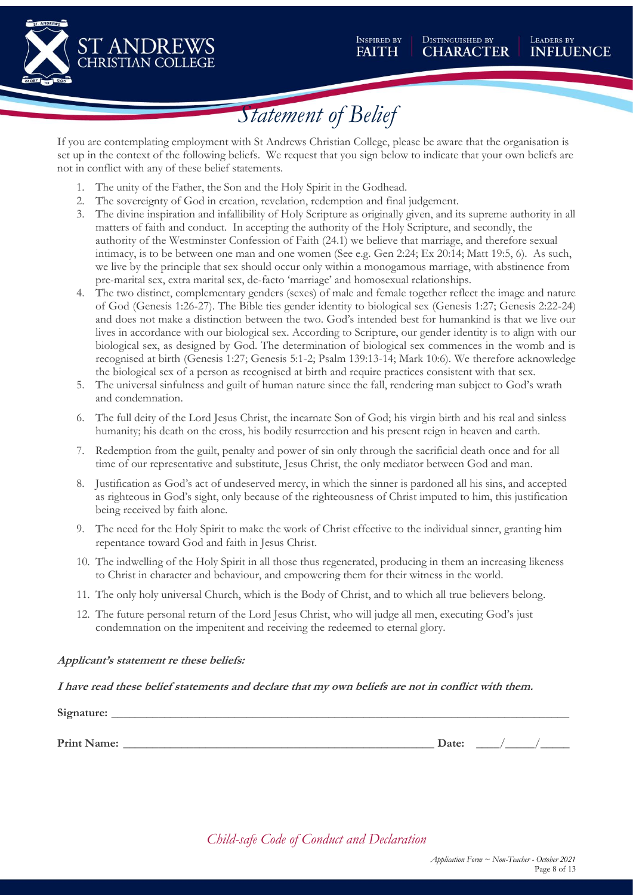# Statement of Belief

If you are contemplating employment with St Andrews Christian College, please be aware that the organisation is set up in the context of the following beliefs. We request that you sign below to indicate that your own beliefs are not in conflict with any of these belief statements.

1. The unity of the Father, the Son and the Holy Spirit in the Godhead.
2. The sovereignty of God in creation, revelation, redemption and final judgement.
3. The divine inspiration and infallibility of Holy Scripture as originally given, and its supreme authority in all matters of faith and conduct. In accepting the authority of the Holy Scripture, and secondly, the authority of the Westminster Confession of Faith (24.1) we believe that marriage, and therefore sexual intimacy, is to be between one man and one women (See e.g. Gen 2:24; Ex 20:14; Matt 19:5, 6). As such, we live by the principle that sex should occur only within a monogamous marriage, with abstinence from pre-marital sex, extra marital sex, de-facto 'marriage' and homosexual relationships.
4. The two distinct, complementary genders (sexes) of male and female together reflect the image and nature of God (Genesis 1:26-27). The Bible ties gender identity to biological sex (Genesis 1:27; Genesis 2:22-24) and does not make a distinction between the two. God's intended best for humankind is that we live our lives in accordance with our biological sex. According to Scripture, our gender identity is to align with our biological sex, as designed by God. The determination of biological sex commences in the womb and is recognised at birth (Genesis 1:27; Genesis 5:1-2; Psalm 139:13-14; Mark 10:6). We therefore acknowledge the biological sex of a person as recognised at birth and require practices consistent with that sex.
5. The universal sinfulness and guilt of human nature since the fall, rendering man subject to God's wrath and condemnation.
6. The full deity of the Lord Jesus Christ, the incarnate Son of God; his virgin birth and his real and sinless humanity; his death on the cross, his bodily resurrection and his present reign in heaven and earth.
7. Redemption from the guilt, penalty and power of sin only through the sacrificial death once and for all time of our representative and substitute, Jesus Christ, the only mediator between God and man.
8. Justification as God's act of undeserved mercy, in which the sinner is pardoned all his sins, and accepted as righteous in God's sight, only because of the righteousness of Christ imputed to him, this justification being received by faith alone.
9. The need for the Holy Spirit to make the work of Christ effective to the individual sinner, granting him repentance toward God and faith in Jesus Christ.
10. The indwelling of the Holy Spirit in all those thus regenerated, producing in them an increasing likeness to Christ in character and behaviour, and empowering them for their witness in the world.
11. The only holy universal Church, which is the Body of Christ, and to which all true believers belong.
12. The future personal return of the Lord Jesus Christ, who will judge all men, executing God's just condemnation on the impenitent and receiving the redeemed to eternal glory.

***Applicant's statement re these beliefs:***

***I have read these belief statements and declare that my own beliefs are not in conflict with them.***

**Signature:** ______________________________________________

**Print Name:** ______________________________ **Date:** ____/_____/_____

## *Child-safe Code of Conduct and Declaration*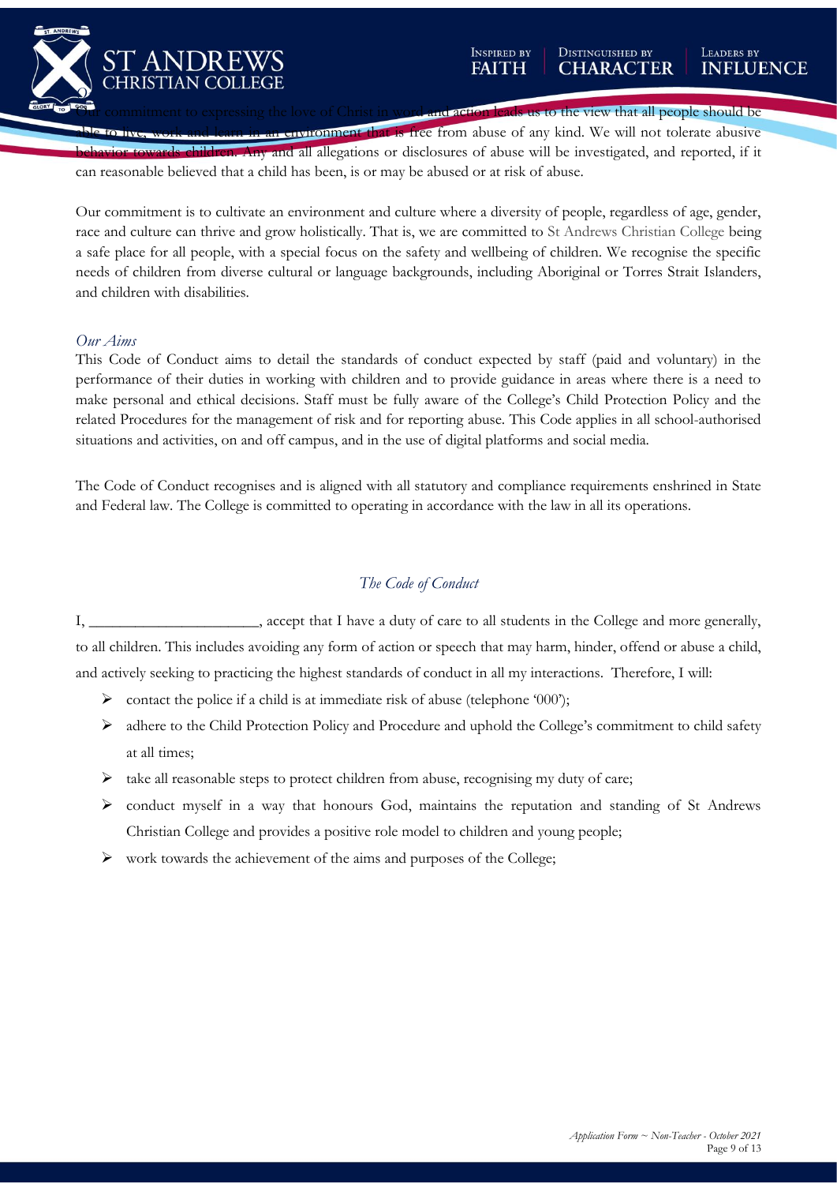Our commitment to expressing the love of Christ in word and action leads us to the view that all people should be able to live, work and learn in an environment that is free from abuse of any kind. We will not tolerate abusive behavior towards children. Any and all allegations or disclosures of abuse will be investigated, and reported, if it can reasonable believed that a child has been, is or may be abused or at risk of abuse.

Our commitment is to cultivate an environment and culture where a diversity of people, regardless of age, gender, race and culture can thrive and grow holistically. That is, we are committed to St Andrews Christian College being a safe place for all people, with a special focus on the safety and wellbeing of children. We recognise the specific needs of children from diverse cultural or language backgrounds, including Aboriginal or Torres Strait Islanders, and children with disabilities.

*Our Aims*

This Code of Conduct aims to detail the standards of conduct expected by staff (paid and voluntary) in the performance of their duties in working with children and to provide guidance in areas where there is a need to make personal and ethical decisions. Staff must be fully aware of the College's Child Protection Policy and the related Procedures for the management of risk and for reporting abuse. This Code applies in all school-authorised situations and activities, on and off campus, and in the use of digital platforms and social media.

The Code of Conduct recognises and is aligned with all statutory and compliance requirements enshrined in State and Federal law. The College is committed to operating in accordance with the law in all its operations.

## *The Code of Conduct*

I, ______________________, accept that I have a duty of care to all students in the College and more generally, to all children. This includes avoiding any form of action or speech that may harm, hinder, offend or abuse a child, and actively seeking to practicing the highest standards of conduct in all my interactions. Therefore, I will:

- contact the police if a child is at immediate risk of abuse (telephone '000');
- adhere to the Child Protection Policy and Procedure and uphold the College's commitment to child safety at all times;
- take all reasonable steps to protect children from abuse, recognising my duty of care;
- conduct myself in a way that honours God, maintains the reputation and standing of St Andrews Christian College and provides a positive role model to children and young people;
- work towards the achievement of the aims and purposes of the College;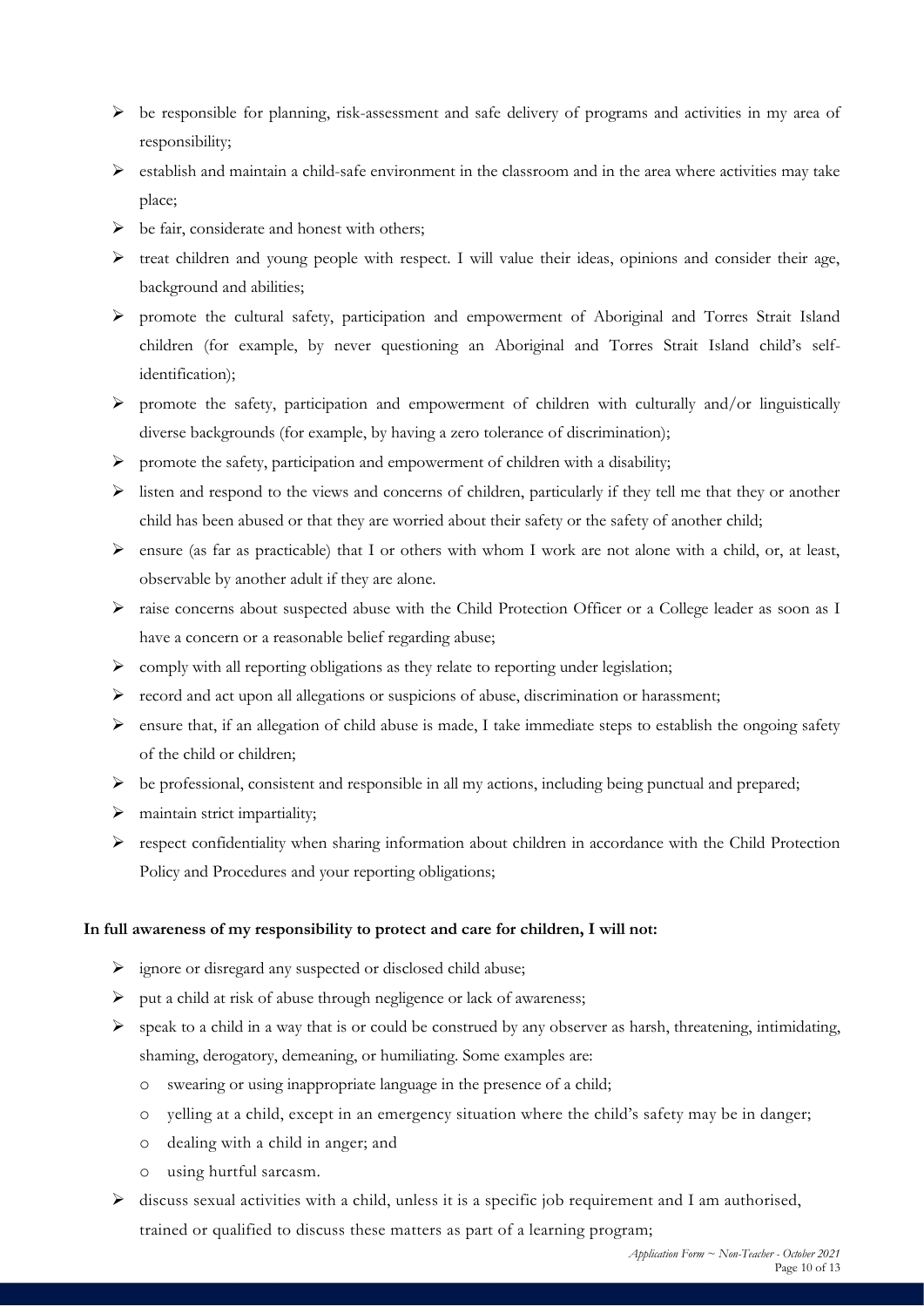- be responsible for planning, risk-assessment and safe delivery of programs and activities in my area of responsibility;
- establish and maintain a child-safe environment in the classroom and in the area where activities may take place;
- be fair, considerate and honest with others;
- treat children and young people with respect. I will value their ideas, opinions and consider their age, background and abilities;
- promote the cultural safety, participation and empowerment of Aboriginal and Torres Strait Island children (for example, by never questioning an Aboriginal and Torres Strait Island child's self-identification);
- promote the safety, participation and empowerment of children with culturally and/or linguistically diverse backgrounds (for example, by having a zero tolerance of discrimination);
- promote the safety, participation and empowerment of children with a disability;
- listen and respond to the views and concerns of children, particularly if they tell me that they or another child has been abused or that they are worried about their safety or the safety of another child;
- ensure (as far as practicable) that I or others with whom I work are not alone with a child, or, at least, observable by another adult if they are alone.
- raise concerns about suspected abuse with the Child Protection Officer or a College leader as soon as I have a concern or a reasonable belief regarding abuse;
- comply with all reporting obligations as they relate to reporting under legislation;
- record and act upon all allegations or suspicions of abuse, discrimination or harassment;
- ensure that, if an allegation of child abuse is made, I take immediate steps to establish the ongoing safety of the child or children;
- be professional, consistent and responsible in all my actions, including being punctual and prepared;
- maintain strict impartiality;
- respect confidentiality when sharing information about children in accordance with the Child Protection Policy and Procedures and your reporting obligations;

**In full awareness of my responsibility to protect and care for children, I will not:**

- ignore or disregard any suspected or disclosed child abuse;
- put a child at risk of abuse through negligence or lack of awareness;
- speak to a child in a way that is or could be construed by any observer as harsh, threatening, intimidating, shaming, derogatory, demeaning, or humiliating. Some examples are:
  - swearing or using inappropriate language in the presence of a child;
  - yelling at a child, except in an emergency situation where the child's safety may be in danger;
  - dealing with a child in anger; and
  - using hurtful sarcasm.
- discuss sexual activities with a child, unless it is a specific job requirement and I am authorised, trained or qualified to discuss these matters as part of a learning program;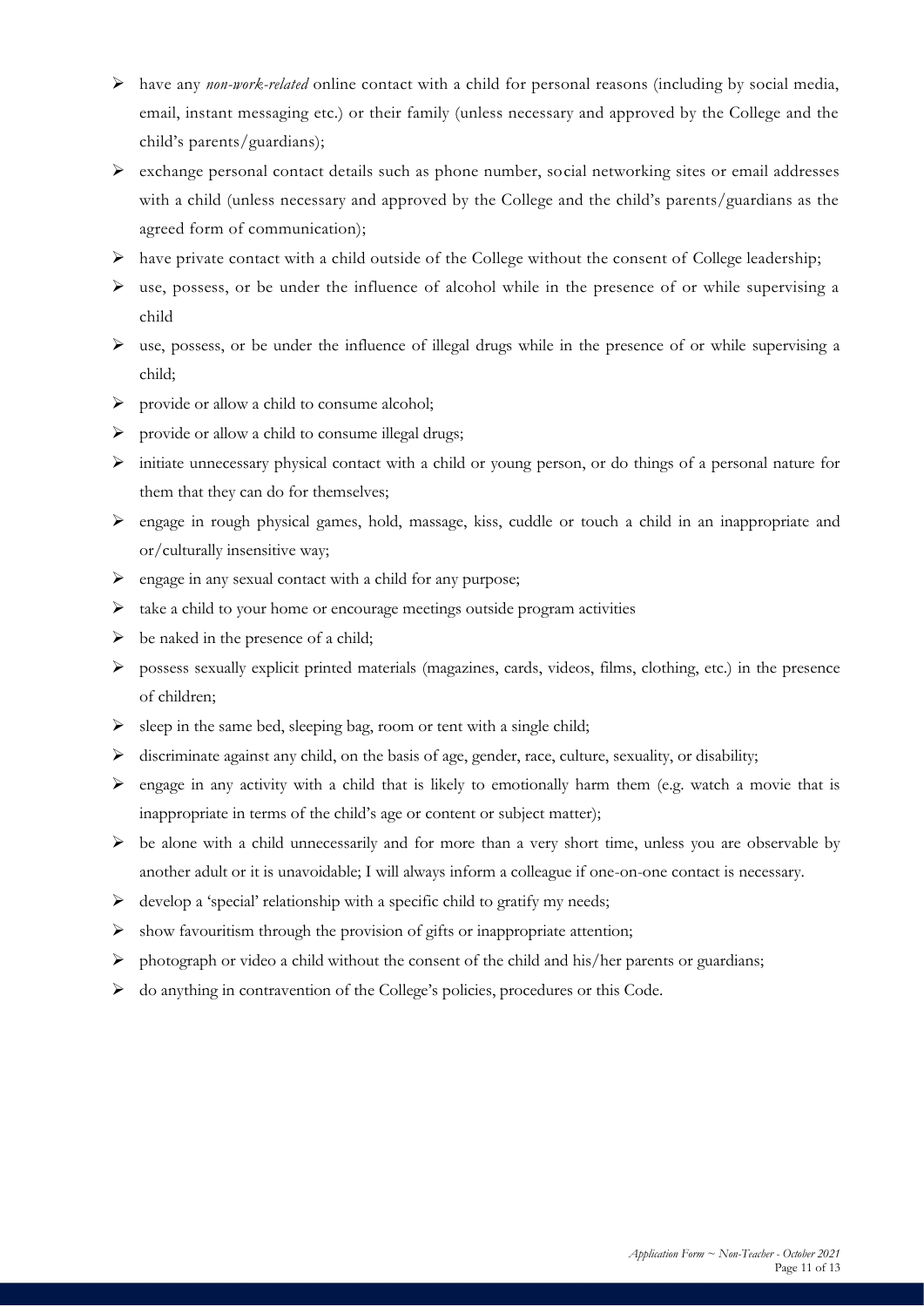- have any *non-work-related* online contact with a child for personal reasons (including by social media, email, instant messaging etc.) or their family (unless necessary and approved by the College and the child's parents/guardians);
- exchange personal contact details such as phone number, social networking sites or email addresses with a child (unless necessary and approved by the College and the child's parents/guardians as the agreed form of communication);
- have private contact with a child outside of the College without the consent of College leadership;
- use, possess, or be under the influence of alcohol while in the presence of or while supervising a child
- use, possess, or be under the influence of illegal drugs while in the presence of or while supervising a child;
- provide or allow a child to consume alcohol;
- provide or allow a child to consume illegal drugs;
- initiate unnecessary physical contact with a child or young person, or do things of a personal nature for them that they can do for themselves;
- engage in rough physical games, hold, massage, kiss, cuddle or touch a child in an inappropriate and or/culturally insensitive way;
- engage in any sexual contact with a child for any purpose;
- take a child to your home or encourage meetings outside program activities
- be naked in the presence of a child;
- possess sexually explicit printed materials (magazines, cards, videos, films, clothing, etc.) in the presence of children;
- sleep in the same bed, sleeping bag, room or tent with a single child;
- discriminate against any child, on the basis of age, gender, race, culture, sexuality, or disability;
- engage in any activity with a child that is likely to emotionally harm them (e.g. watch a movie that is inappropriate in terms of the child's age or content or subject matter);
- be alone with a child unnecessarily and for more than a very short time, unless you are observable by another adult or it is unavoidable; I will always inform a colleague if one-on-one contact is necessary.
- develop a 'special' relationship with a specific child to gratify my needs;
- show favouritism through the provision of gifts or inappropriate attention;
- photograph or video a child without the consent of the child and his/her parents or guardians;
- do anything in contravention of the College's policies, procedures or this Code.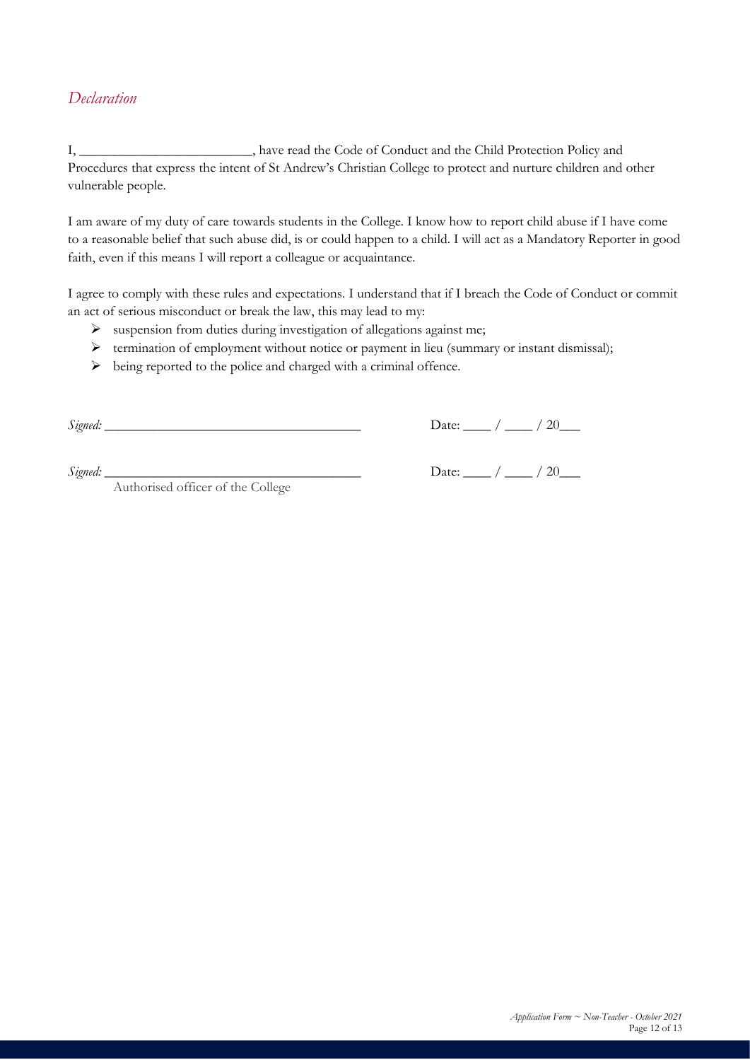## *Declaration*

I, _________________________, have read the Code of Conduct and the Child Protection Policy and Procedures that express the intent of St Andrew's Christian College to protect and nurture children and other vulnerable people.

I am aware of my duty of care towards students in the College. I know how to report child abuse if I have come to a reasonable belief that such abuse did, is or could happen to a child. I will act as a Mandatory Reporter in good faith, even if this means I will report a colleague or acquaintance.

I agree to comply with these rules and expectations. I understand that if I breach the Code of Conduct or commit an act of serious misconduct or break the law, this may lead to my:

- suspension from duties during investigation of allegations against me;
- termination of employment without notice or payment in lieu (summary or instant dismissal);
- being reported to the police and charged with a criminal offence.

*Signed:* _____________________________________ Date: ____ / ____ / 20___

*Signed:* _____________________________________ Date: ____ / ____ / 20___
Authorised officer of the College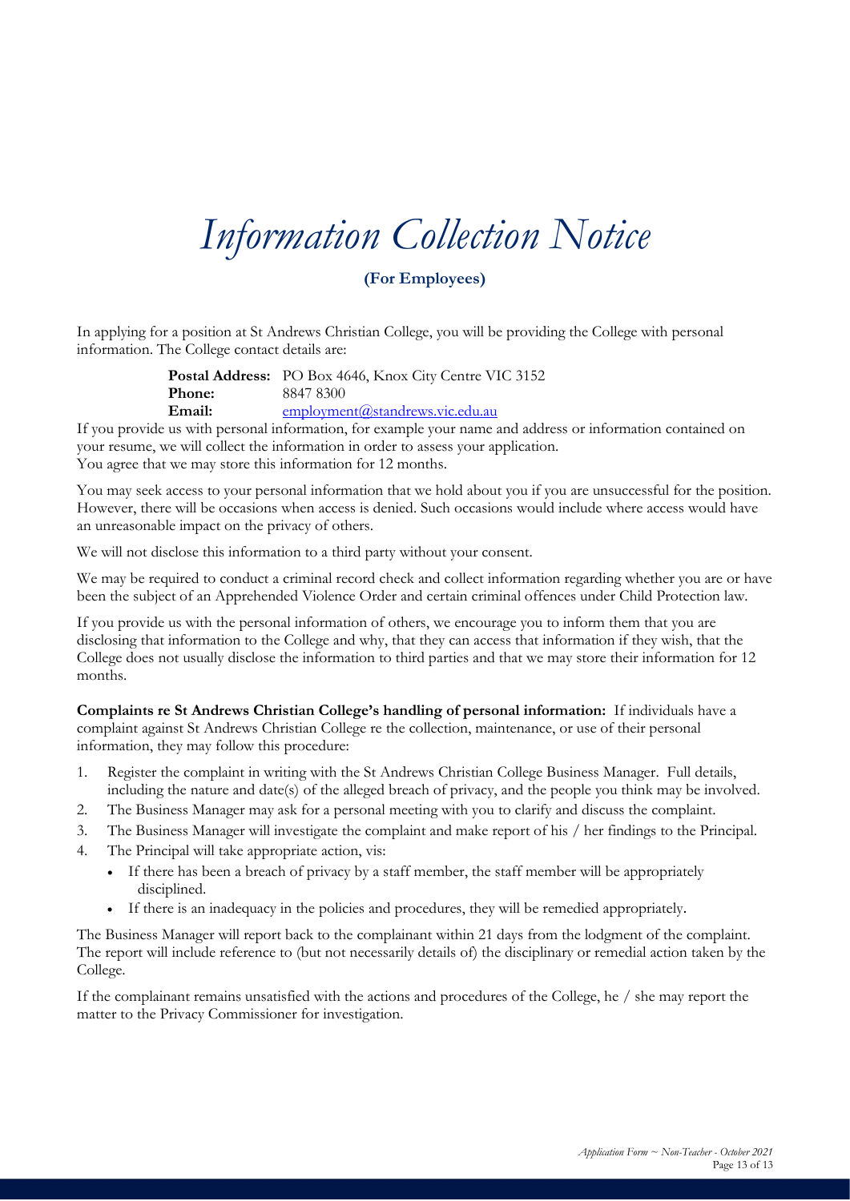# *Information Collection Notice*

**(For Employees)**

In applying for a position at St Andrews Christian College, you will be providing the College with personal information. The College contact details are:

| | |
|---|---|
| **Postal Address:** | PO Box 4646, Knox City Centre VIC 3152 |
| **Phone:** | 8847 8300 |
| **Email:** | employment@standrews.vic.edu.au |

If you provide us with personal information, for example your name and address or information contained on your resume, we will collect the information in order to assess your application.
You agree that we may store this information for 12 months.

You may seek access to your personal information that we hold about you if you are unsuccessful for the position. However, there will be occasions when access is denied. Such occasions would include where access would have an unreasonable impact on the privacy of others.

We will not disclose this information to a third party without your consent.

We may be required to conduct a criminal record check and collect information regarding whether you are or have been the subject of an Apprehended Violence Order and certain criminal offences under Child Protection law.

If you provide us with the personal information of others, we encourage you to inform them that you are disclosing that information to the College and why, that they can access that information if they wish, that the College does not usually disclose the information to third parties and that we may store their information for 12 months.

**Complaints re St Andrews Christian College's handling of personal information:** If individuals have a complaint against St Andrews Christian College re the collection, maintenance, or use of their personal information, they may follow this procedure:

1. Register the complaint in writing with the St Andrews Christian College Business Manager. Full details, including the nature and date(s) of the alleged breach of privacy, and the people you think may be involved.
2. The Business Manager may ask for a personal meeting with you to clarify and discuss the complaint.
3. The Business Manager will investigate the complaint and make report of his / her findings to the Principal.
4. The Principal will take appropriate action, vis:
   - If there has been a breach of privacy by a staff member, the staff member will be appropriately disciplined.
   - If there is an inadequacy in the policies and procedures, they will be remedied appropriately.

The Business Manager will report back to the complainant within 21 days from the lodgment of the complaint. The report will include reference to (but not necessarily details of) the disciplinary or remedial action taken by the College.

If the complainant remains unsatisfied with the actions and procedures of the College, he / she may report the matter to the Privacy Commissioner for investigation.